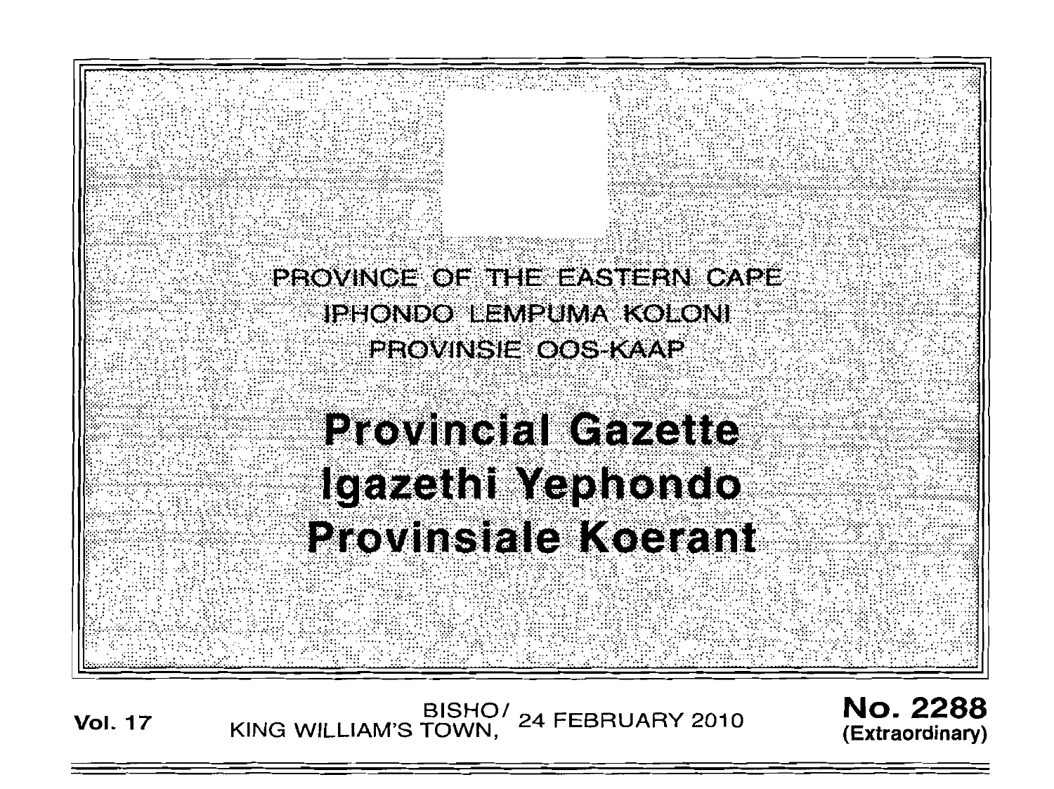PROVINCE OF THE EASTERN CAPE

IPHONDO LEMPUMA KOLONI

PROVINSIE OOS-KAAP

# Provincial Gazette

# Igazethi Yephondo

# Provinsiale Koerant

**Vol. 17** BISHO/ KING WILLIAM'S TOWN, 24 FEBRUARY 2010 **No. 2288 (Extraordinary)**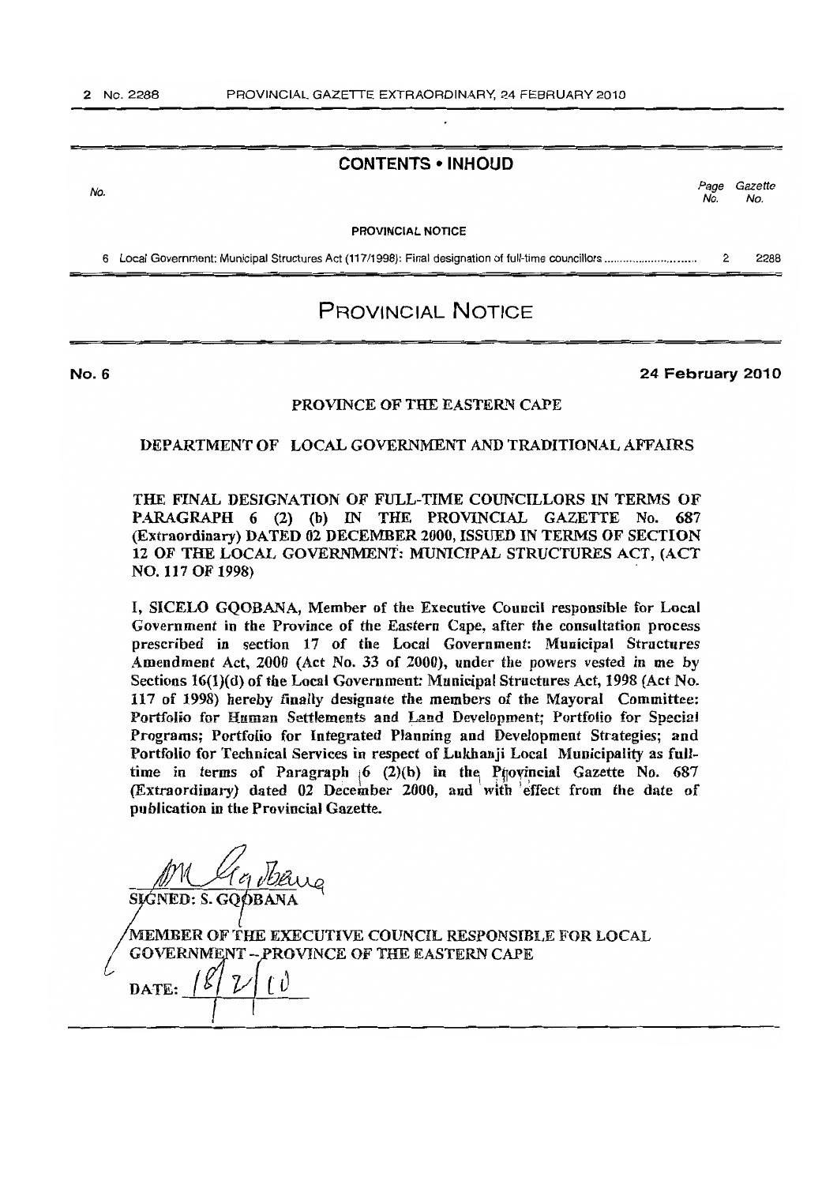## CONTENTS • INHOUD

| No. | | Page No. | Gazette No. |
|---|---|---|---|
| | **PROVINCIAL NOTICE** | | |
| 6 | Local Government: Municipal Structures Act (117/1998): Final designation of full-time councillors | 2 | 2288 |

# PROVINCIAL NOTICE

**No. 6** **24 February 2010**

PROVINCE OF THE EASTERN CAPE

DEPARTMENT OF LOCAL GOVERNMENT AND TRADITIONAL AFFAIRS

THE FINAL DESIGNATION OF FULL-TIME COUNCILLORS IN TERMS OF PARAGRAPH 6 (2) (b) IN THE PROVINCIAL GAZETTE No. 687 (Extraordinary) DATED 02 DECEMBER 2000, ISSUED IN TERMS OF SECTION 12 OF THE LOCAL GOVERNMENT: MUNICIPAL STRUCTURES ACT, (ACT NO. 117 OF 1998)

I, SICELO GQOBANA, Member of the Executive Council responsible for Local Government in the Province of the Eastern Cape, after the consultation process prescribed in section 17 of the Local Government: Municipal Structures Amendment Act, 2000 (Act No. 33 of 2000), under the powers vested in me by Sections 16(1)(d) of the Local Government: Municipal Structures Act, 1998 (Act No. 117 of 1998) hereby finally designate the members of the Mayoral Committee: Portfolio for Human Settlements and Land Development; Portfolio for Special Programs; Portfolio for Integrated Planning and Development Strategies; and Portfolio for Technical Services in respect of Lukhanji Local Municipality as full-time in terms of Paragraph 6 (2)(b) in the Provincial Gazette No. 687 (Extraordinary) dated 02 December 2000, and with effect from the date of publication in the Provincial Gazette.

SIGNED: S. GQOBANA

MEMBER OF THE EXECUTIVE COUNCIL RESPONSIBLE FOR LOCAL GOVERNMENT – PROVINCE OF THE EASTERN CAPE

DATE: 18/2/10